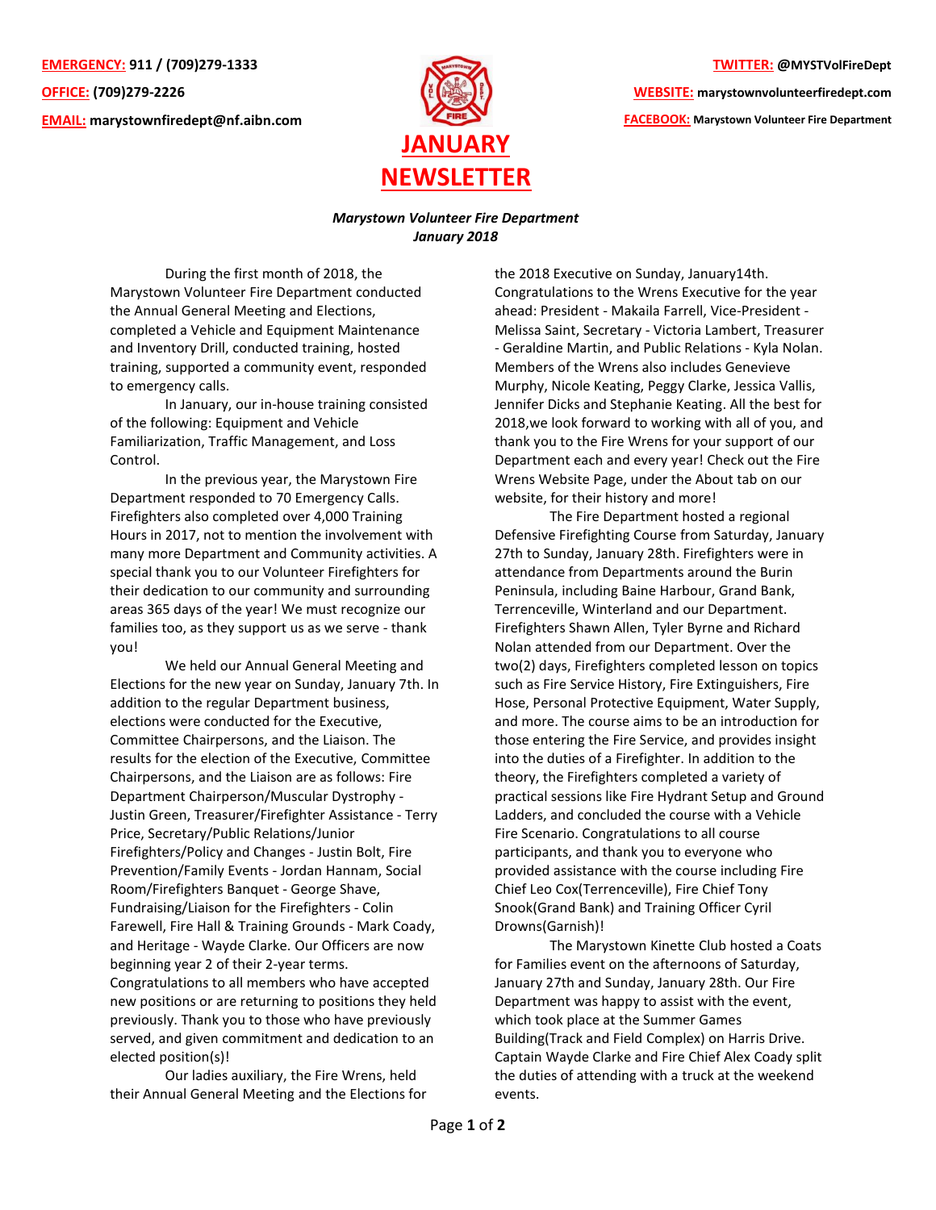**EMERGENCY:** 911 / (709)279-1333

**OFFICE:** (709)279-2226

**EMAIL:** marystownfiredept@nf.aibn.com

**TWITTER:** @MYSTVolFireDept

**WEBSITE:** marystownvolunteerfiredept.com

**FACEBOOK:** Marystown Volunteer Fire Department

# JANUARY NEWSLETTER

***Marystown Volunteer Fire Department***
***January 2018***

During the first month of 2018, the Marystown Volunteer Fire Department conducted the Annual General Meeting and Elections, completed a Vehicle and Equipment Maintenance and Inventory Drill, conducted training, hosted training, supported a community event, responded to emergency calls.

In January, our in-house training consisted of the following: Equipment and Vehicle Familiarization, Traffic Management, and Loss Control.

In the previous year, the Marystown Fire Department responded to 70 Emergency Calls. Firefighters also completed over 4,000 Training Hours in 2017, not to mention the involvement with many more Department and Community activities. A special thank you to our Volunteer Firefighters for their dedication to our community and surrounding areas 365 days of the year! We must recognize our families too, as they support us as we serve - thank you!

We held our Annual General Meeting and Elections for the new year on Sunday, January 7th. In addition to the regular Department business, elections were conducted for the Executive, Committee Chairpersons, and the Liaison. The results for the election of the Executive, Committee Chairpersons, and the Liaison are as follows: Fire Department Chairperson/Muscular Dystrophy - Justin Green, Treasurer/Firefighter Assistance - Terry Price, Secretary/Public Relations/Junior Firefighters/Policy and Changes - Justin Bolt, Fire Prevention/Family Events - Jordan Hannam, Social Room/Firefighters Banquet - George Shave, Fundraising/Liaison for the Firefighters - Colin Farewell, Fire Hall & Training Grounds - Mark Coady, and Heritage - Wayde Clarke. Our Officers are now beginning year 2 of their 2-year terms. Congratulations to all members who have accepted new positions or are returning to positions they held previously. Thank you to those who have previously served, and given commitment and dedication to an elected position(s)!

Our ladies auxiliary, the Fire Wrens, held their Annual General Meeting and the Elections for the 2018 Executive on Sunday, January14th. Congratulations to the Wrens Executive for the year ahead: President - Makaila Farrell, Vice-President - Melissa Saint, Secretary - Victoria Lambert, Treasurer - Geraldine Martin, and Public Relations - Kyla Nolan. Members of the Wrens also includes Genevieve Murphy, Nicole Keating, Peggy Clarke, Jessica Vallis, Jennifer Dicks and Stephanie Keating. All the best for 2018,we look forward to working with all of you, and thank you to the Fire Wrens for your support of our Department each and every year! Check out the Fire Wrens Website Page, under the About tab on our website, for their history and more!

The Fire Department hosted a regional Defensive Firefighting Course from Saturday, January 27th to Sunday, January 28th. Firefighters were in attendance from Departments around the Burin Peninsula, including Baine Harbour, Grand Bank, Terrenceville, Winterland and our Department. Firefighters Shawn Allen, Tyler Byrne and Richard Nolan attended from our Department. Over the two(2) days, Firefighters completed lesson on topics such as Fire Service History, Fire Extinguishers, Fire Hose, Personal Protective Equipment, Water Supply, and more. The course aims to be an introduction for those entering the Fire Service, and provides insight into the duties of a Firefighter. In addition to the theory, the Firefighters completed a variety of practical sessions like Fire Hydrant Setup and Ground Ladders, and concluded the course with a Vehicle Fire Scenario. Congratulations to all course participants, and thank you to everyone who provided assistance with the course including Fire Chief Leo Cox(Terrenceville), Fire Chief Tony Snook(Grand Bank) and Training Officer Cyril Drowns(Garnish)!

The Marystown Kinette Club hosted a Coats for Families event on the afternoons of Saturday, January 27th and Sunday, January 28th. Our Fire Department was happy to assist with the event, which took place at the Summer Games Building(Track and Field Complex) on Harris Drive. Captain Wayde Clarke and Fire Chief Alex Coady split the duties of attending with a truck at the weekend events.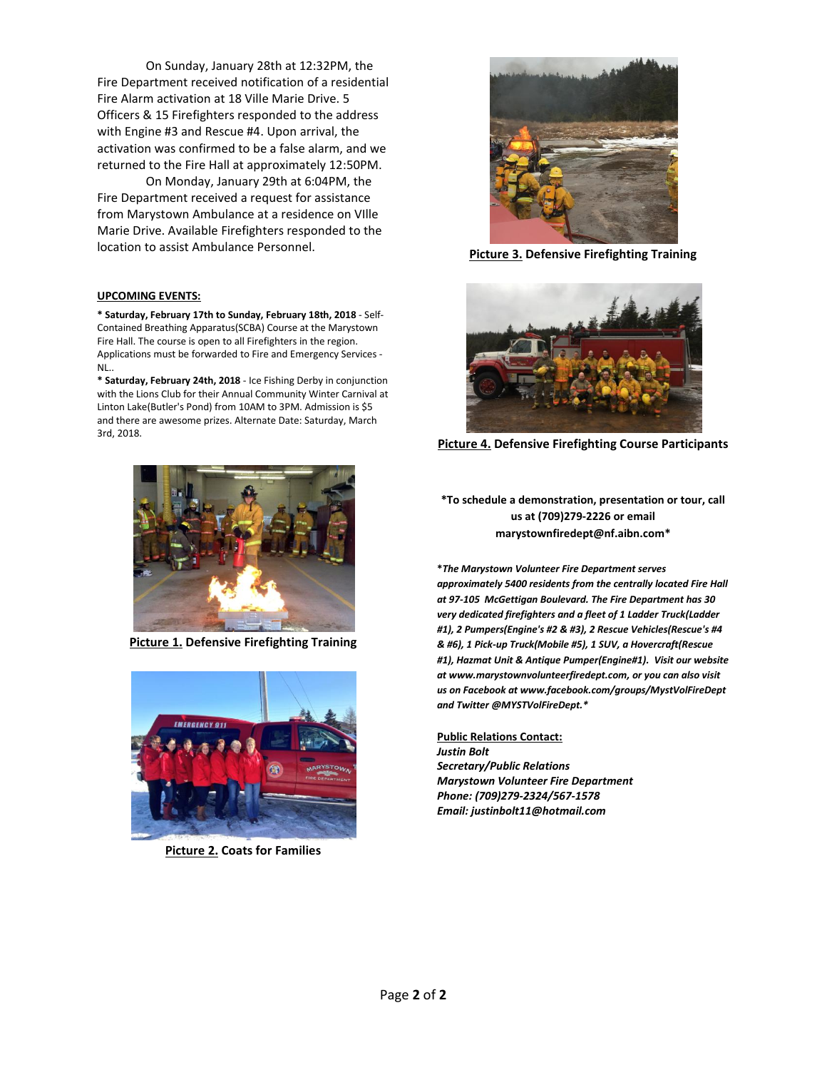On Sunday, January 28th at 12:32PM, the Fire Department received notification of a residential Fire Alarm activation at 18 Ville Marie Drive. 5 Officers & 15 Firefighters responded to the address with Engine #3 and Rescue #4. Upon arrival, the activation was confirmed to be a false alarm, and we returned to the Fire Hall at approximately 12:50PM.

On Monday, January 29th at 6:04PM, the Fire Department received a request for assistance from Marystown Ambulance at a residence on VIlle Marie Drive. Available Firefighters responded to the location to assist Ambulance Personnel.

**UPCOMING EVENTS:**

**\* Saturday, February 17th to Sunday, February 18th, 2018** - Self-Contained Breathing Apparatus(SCBA) Course at the Marystown Fire Hall. The course is open to all Firefighters in the region. Applications must be forwarded to Fire and Emergency Services - NL..

**\* Saturday, February 24th, 2018** - Ice Fishing Derby in conjunction with the Lions Club for their Annual Community Winter Carnival at Linton Lake(Butler's Pond) from 10AM to 3PM. Admission is $5 and there are awesome prizes. Alternate Date: Saturday, March 3rd, 2018.

**Picture 1. Defensive Firefighting Training**

**Picture 2. Coats for Families**

**Picture 3. Defensive Firefighting Training**

**Picture 4. Defensive Firefighting Course Participants**

**\*To schedule a demonstration, presentation or tour, call us at (709)279-2226 or email marystownfiredept@nf.aibn.com\***

***The Marystown Volunteer Fire Department serves approximately 5400 residents from the centrally located Fire Hall at 97-105 McGettigan Boulevard. The Fire Department has 30 very dedicated firefighters and a fleet of 1 Ladder Truck(Ladder #1), 2 Pumpers(Engine's #2 & #3), 2 Rescue Vehicles(Rescue's #4 & #6), 1 Pick-up Truck(Mobile #5), 1 SUV, a Hovercraft(Rescue #1), Hazmat Unit & Antique Pumper(Engine#1). Visit our website at www.marystownvolunteerfiredept.com, or you can also visit us on Facebook at www.facebook.com/groups/MystVolFireDept and Twitter @MYSTVolFireDept.\****

**Public Relations Contact:**
***Justin Bolt***
***Secretary/Public Relations***
***Marystown Volunteer Fire Department***
***Phone: (709)279-2324/567-1578***
***Email: justinbolt11@hotmail.com***